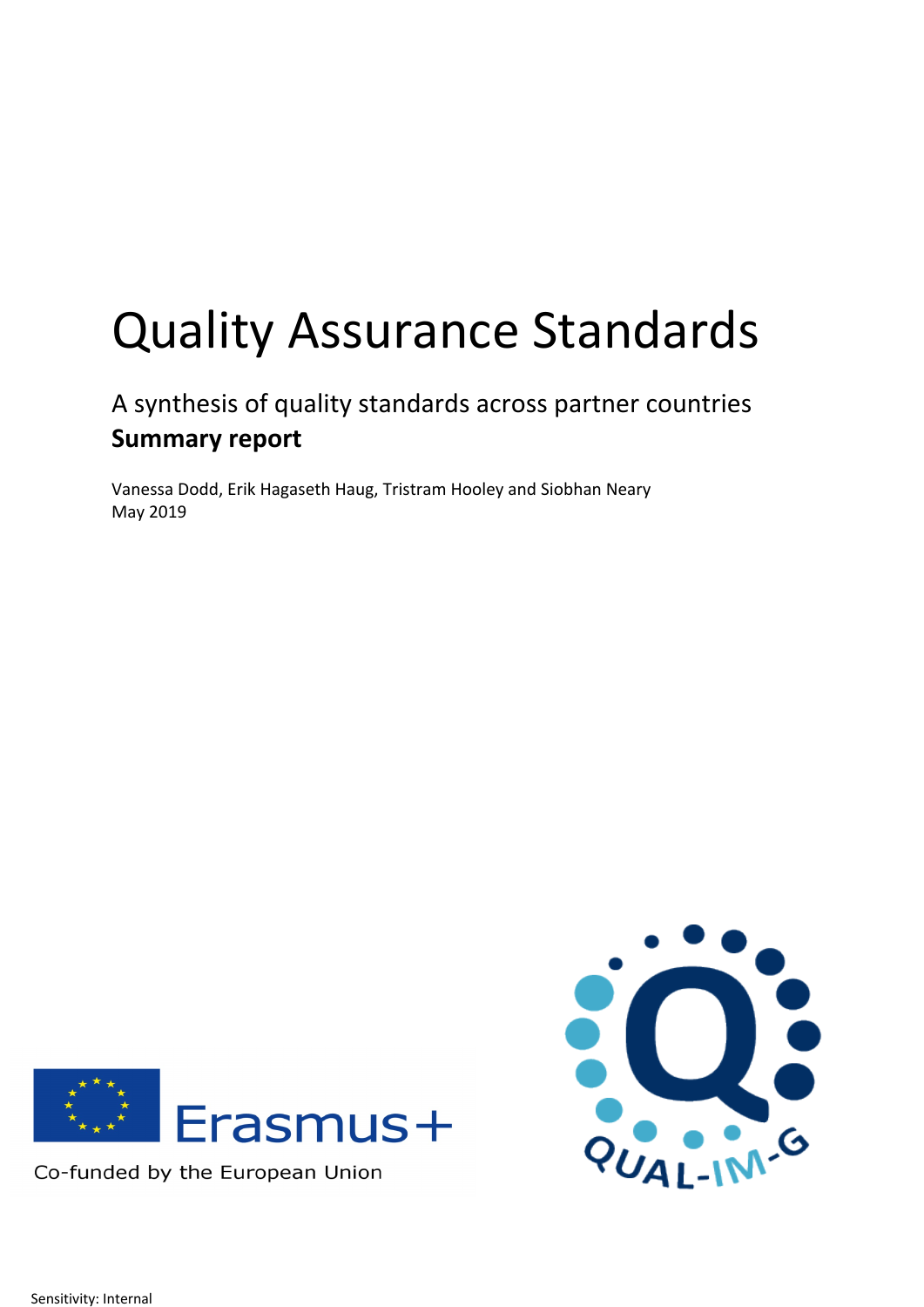# Quality Assurance Standards

## A synthesis of quality standards across partner countries

**Summary report**

Vanessa Dodd, Erik Hagaseth Haug, Tristram Hooley and Siobhan Neary
May 2019

Co-funded by the European Union

Sensitivity: Internal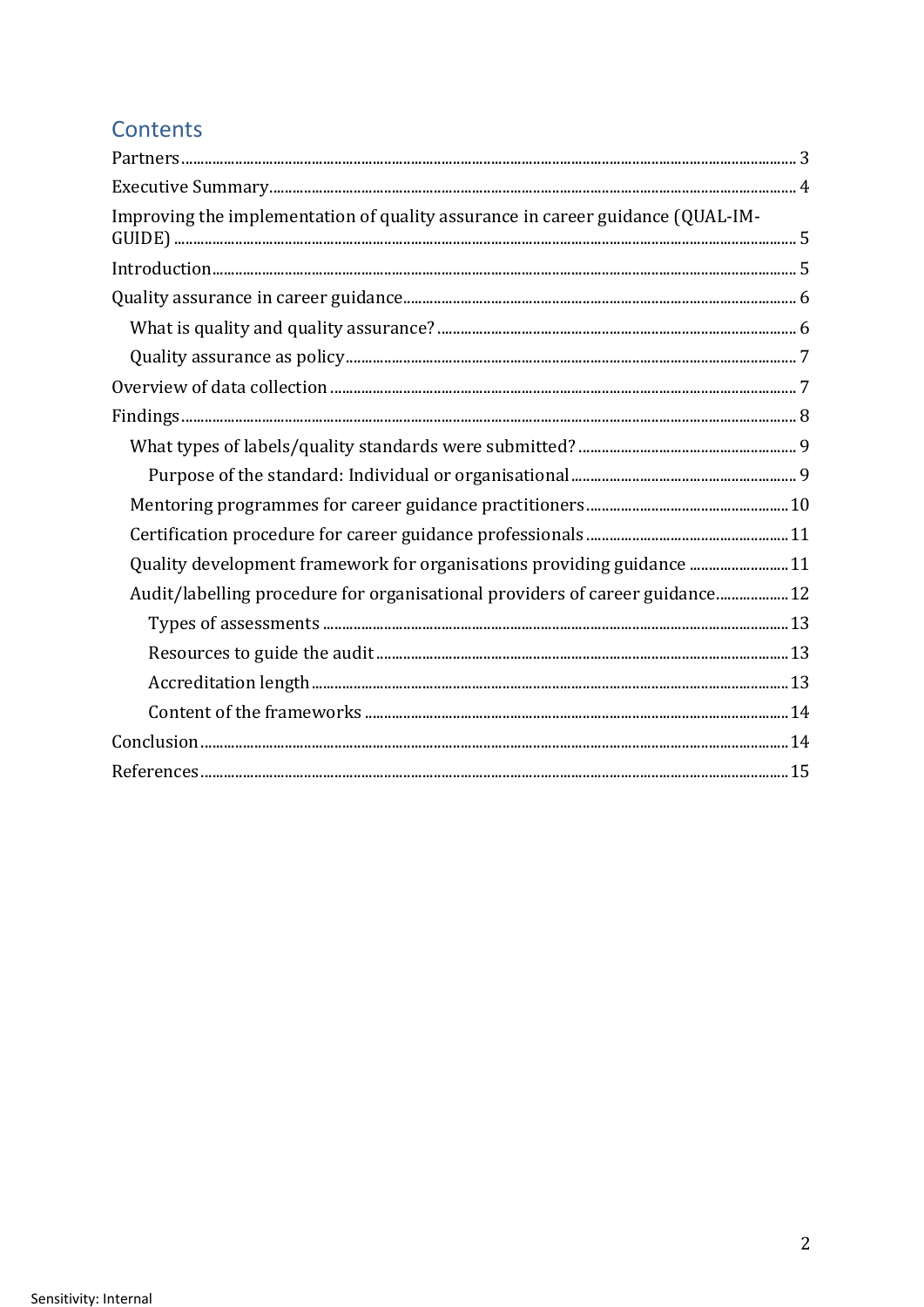## Contents

- Partners ........ 3
- Executive Summary ........ 4
- Improving the implementation of quality assurance in career guidance (QUAL-IM-GUIDE) ........ 5
- Introduction ........ 5
- Quality assurance in career guidance ........ 6
  - What is quality and quality assurance? ........ 6
  - Quality assurance as policy ........ 7
- Overview of data collection ........ 7
- Findings ........ 8
  - What types of labels/quality standards were submitted? ........ 9
    - Purpose of the standard: Individual or organisational ........ 9
  - Mentoring programmes for career guidance practitioners ........ 10
  - Certification procedure for career guidance professionals ........ 11
  - Quality development framework for organisations providing guidance ........ 11
  - Audit/labelling procedure for organisational providers of career guidance ........ 12
    - Types of assessments ........ 13
    - Resources to guide the audit ........ 13
    - Accreditation length ........ 13
    - Content of the frameworks ........ 14
- Conclusion ........ 14
- References ........ 15

Sensitivity: Internal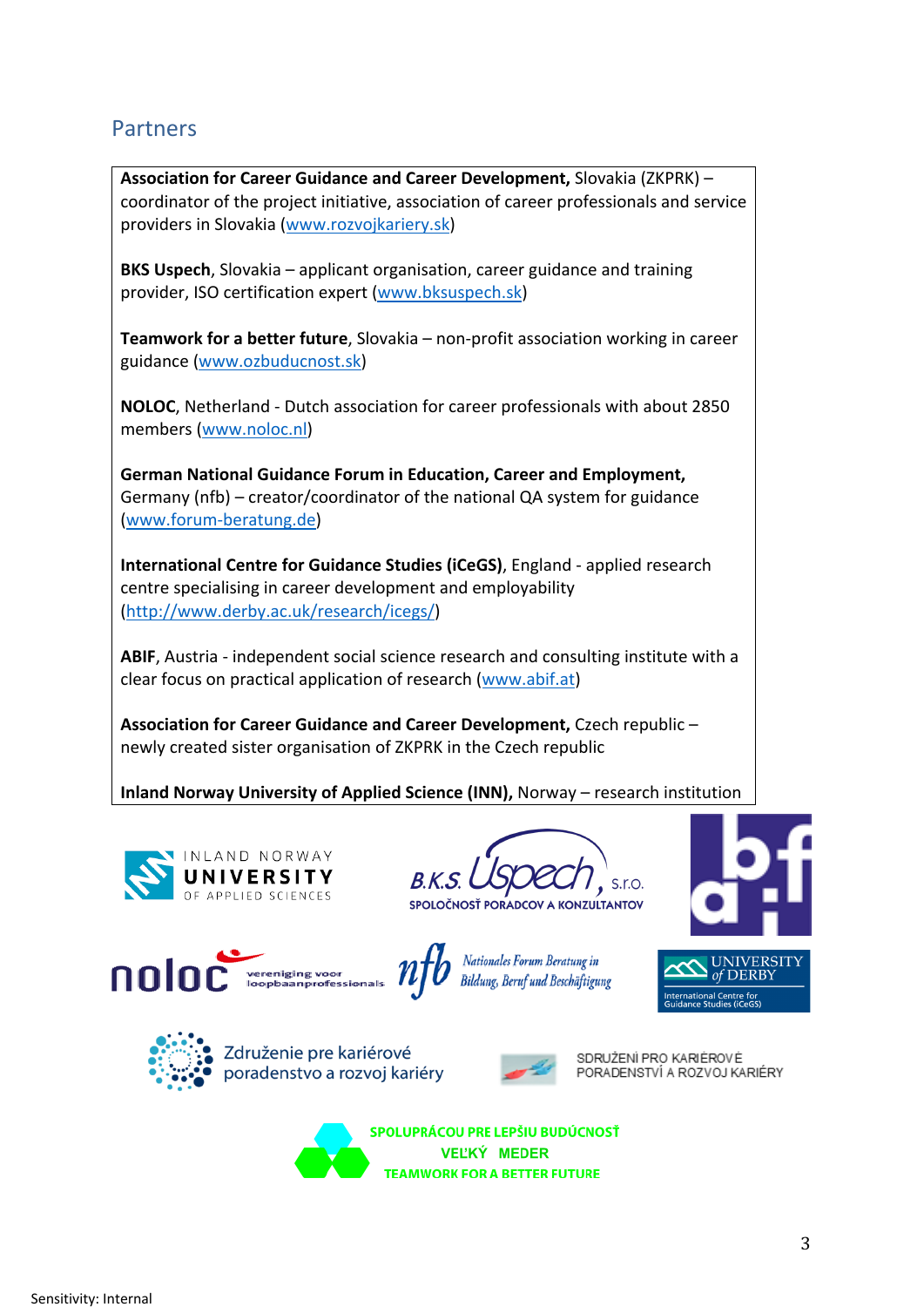## Partners

**Association for Career Guidance and Career Development,** Slovakia (ZKPRK) – coordinator of the project initiative, association of career professionals and service providers in Slovakia (www.rozvojkariery.sk)

**BKS Uspech**, Slovakia – applicant organisation, career guidance and training provider, ISO certification expert (www.bksuspech.sk)

**Teamwork for a better future**, Slovakia – non-profit association working in career guidance (www.ozbuducnost.sk)

**NOLOC**, Netherland - Dutch association for career professionals with about 2850 members (www.noloc.nl)

**German National Guidance Forum in Education, Career and Employment,** Germany (nfb) – creator/coordinator of the national QA system for guidance (www.forum-beratung.de)

**International Centre for Guidance Studies (iCeGS)**, England - applied research centre specialising in career development and employability (http://www.derby.ac.uk/research/icegs/)

**ABIF**, Austria - independent social science research and consulting institute with a clear focus on practical application of research (www.abif.at)

**Association for Career Guidance and Career Development,** Czech republic – newly created sister organisation of ZKPRK in the Czech republic

**Inland Norway University of Applied Science (INN),** Norway – research institution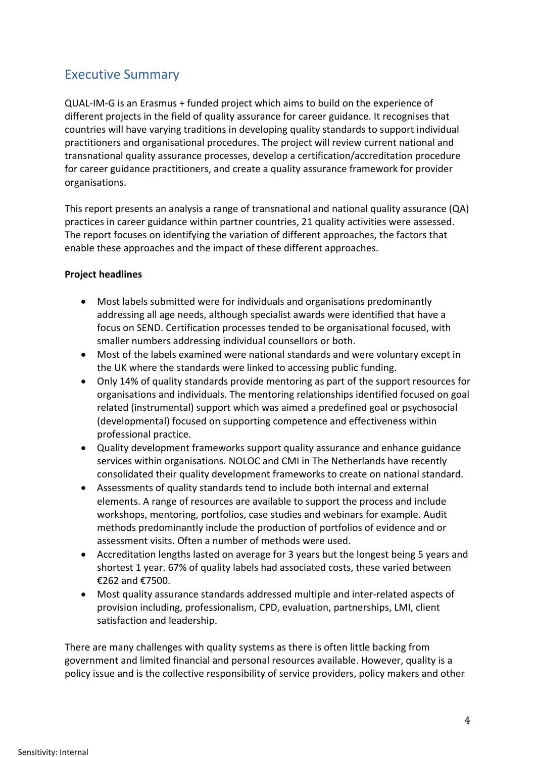## Executive Summary

QUAL-IM-G is an Erasmus + funded project which aims to build on the experience of different projects in the field of quality assurance for career guidance. It recognises that countries will have varying traditions in developing quality standards to support individual practitioners and organisational procedures. The project will review current national and transnational quality assurance processes, develop a certification/accreditation procedure for career guidance practitioners, and create a quality assurance framework for provider organisations.

This report presents an analysis a range of transnational and national quality assurance (QA) practices in career guidance within partner countries, 21 quality activities were assessed. The report focuses on identifying the variation of different approaches, the factors that enable these approaches and the impact of these different approaches.

**Project headlines**

- Most labels submitted were for individuals and organisations predominantly addressing all age needs, although specialist awards were identified that have a focus on SEND. Certification processes tended to be organisational focused, with smaller numbers addressing individual counsellors or both.
- Most of the labels examined were national standards and were voluntary except in the UK where the standards were linked to accessing public funding.
- Only 14% of quality standards provide mentoring as part of the support resources for organisations and individuals. The mentoring relationships identified focused on goal related (instrumental) support which was aimed a predefined goal or psychosocial (developmental) focused on supporting competence and effectiveness within professional practice.
- Quality development frameworks support quality assurance and enhance guidance services within organisations. NOLOC and CMI in The Netherlands have recently consolidated their quality development frameworks to create on national standard.
- Assessments of quality standards tend to include both internal and external elements. A range of resources are available to support the process and include workshops, mentoring, portfolios, case studies and webinars for example. Audit methods predominantly include the production of portfolios of evidence and or assessment visits. Often a number of methods were used.
- Accreditation lengths lasted on average for 3 years but the longest being 5 years and shortest 1 year. 67% of quality labels had associated costs, these varied between €262 and €7500.
- Most quality assurance standards addressed multiple and inter-related aspects of provision including, professionalism, CPD, evaluation, partnerships, LMI, client satisfaction and leadership.

There are many challenges with quality systems as there is often little backing from government and limited financial and personal resources available. However, quality is a policy issue and is the collective responsibility of service providers, policy makers and other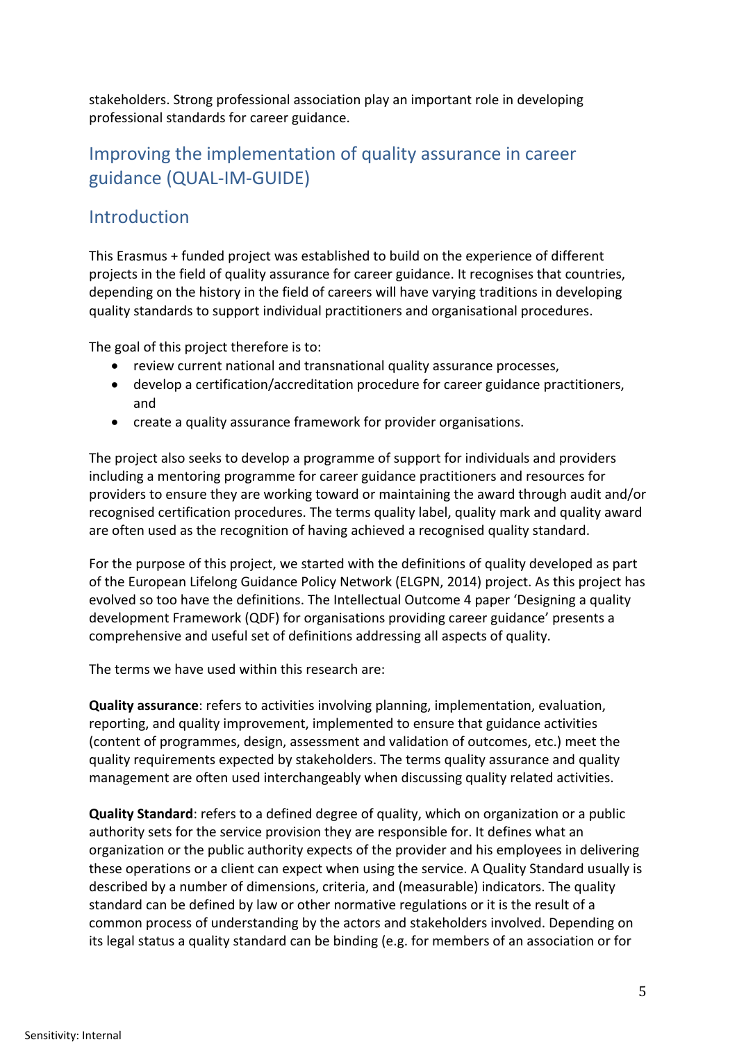stakeholders. Strong professional association play an important role in developing professional standards for career guidance.

## Improving the implementation of quality assurance in career guidance (QUAL-IM-GUIDE)

## Introduction

This Erasmus + funded project was established to build on the experience of different projects in the field of quality assurance for career guidance. It recognises that countries, depending on the history in the field of careers will have varying traditions in developing quality standards to support individual practitioners and organisational procedures.

The goal of this project therefore is to:

- review current national and transnational quality assurance processes,
- develop a certification/accreditation procedure for career guidance practitioners, and
- create a quality assurance framework for provider organisations.

The project also seeks to develop a programme of support for individuals and providers including a mentoring programme for career guidance practitioners and resources for providers to ensure they are working toward or maintaining the award through audit and/or recognised certification procedures. The terms quality label, quality mark and quality award are often used as the recognition of having achieved a recognised quality standard.

For the purpose of this project, we started with the definitions of quality developed as part of the European Lifelong Guidance Policy Network (ELGPN, 2014) project. As this project has evolved so too have the definitions. The Intellectual Outcome 4 paper 'Designing a quality development Framework (QDF) for organisations providing career guidance' presents a comprehensive and useful set of definitions addressing all aspects of quality.

The terms we have used within this research are:

**Quality assurance**: refers to activities involving planning, implementation, evaluation, reporting, and quality improvement, implemented to ensure that guidance activities (content of programmes, design, assessment and validation of outcomes, etc.) meet the quality requirements expected by stakeholders. The terms quality assurance and quality management are often used interchangeably when discussing quality related activities.

**Quality Standard**: refers to a defined degree of quality, which on organization or a public authority sets for the service provision they are responsible for. It defines what an organization or the public authority expects of the provider and his employees in delivering these operations or a client can expect when using the service. A Quality Standard usually is described by a number of dimensions, criteria, and (measurable) indicators. The quality standard can be defined by law or other normative regulations or it is the result of a common process of understanding by the actors and stakeholders involved. Depending on its legal status a quality standard can be binding (e.g. for members of an association or for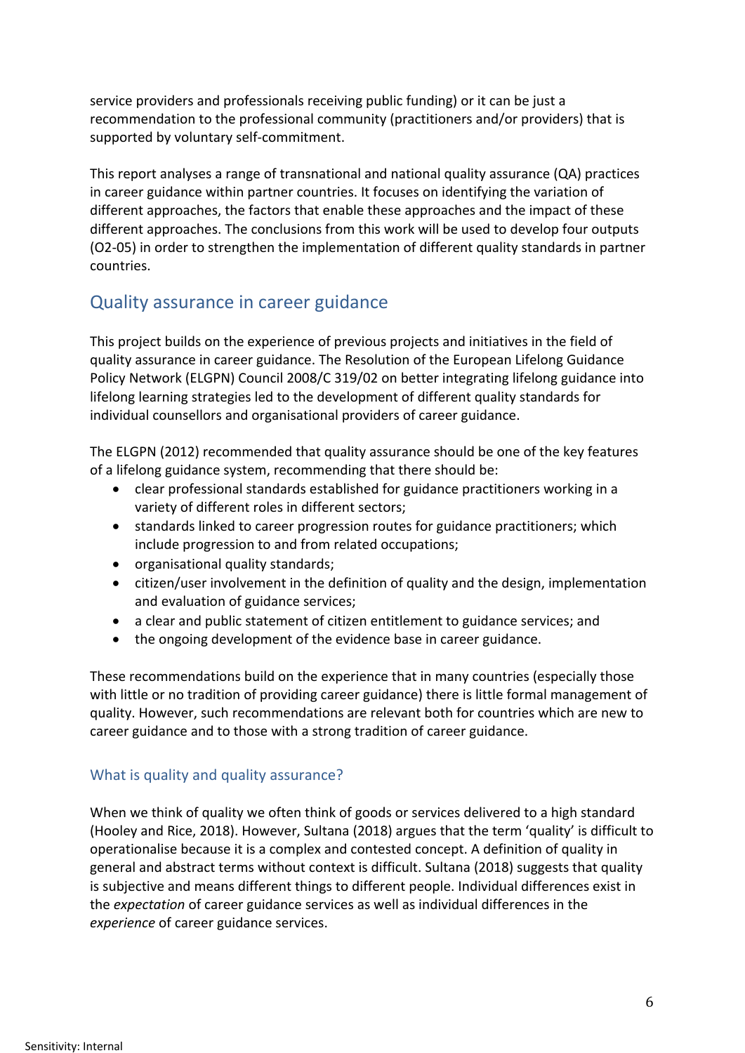service providers and professionals receiving public funding) or it can be just a recommendation to the professional community (practitioners and/or providers) that is supported by voluntary self-commitment.

This report analyses a range of transnational and national quality assurance (QA) practices in career guidance within partner countries. It focuses on identifying the variation of different approaches, the factors that enable these approaches and the impact of these different approaches. The conclusions from this work will be used to develop four outputs (O2-05) in order to strengthen the implementation of different quality standards in partner countries.

## Quality assurance in career guidance

This project builds on the experience of previous projects and initiatives in the field of quality assurance in career guidance. The Resolution of the European Lifelong Guidance Policy Network (ELGPN) Council 2008/C 319/02 on better integrating lifelong guidance into lifelong learning strategies led to the development of different quality standards for individual counsellors and organisational providers of career guidance.

The ELGPN (2012) recommended that quality assurance should be one of the key features of a lifelong guidance system, recommending that there should be:

- clear professional standards established for guidance practitioners working in a variety of different roles in different sectors;
- standards linked to career progression routes for guidance practitioners; which include progression to and from related occupations;
- organisational quality standards;
- citizen/user involvement in the definition of quality and the design, implementation and evaluation of guidance services;
- a clear and public statement of citizen entitlement to guidance services; and
- the ongoing development of the evidence base in career guidance.

These recommendations build on the experience that in many countries (especially those with little or no tradition of providing career guidance) there is little formal management of quality. However, such recommendations are relevant both for countries which are new to career guidance and to those with a strong tradition of career guidance.

### What is quality and quality assurance?

When we think of quality we often think of goods or services delivered to a high standard (Hooley and Rice, 2018). However, Sultana (2018) argues that the term 'quality' is difficult to operationalise because it is a complex and contested concept. A definition of quality in general and abstract terms without context is difficult. Sultana (2018) suggests that quality is subjective and means different things to different people. Individual differences exist in the *expectation* of career guidance services as well as individual differences in the *experience* of career guidance services.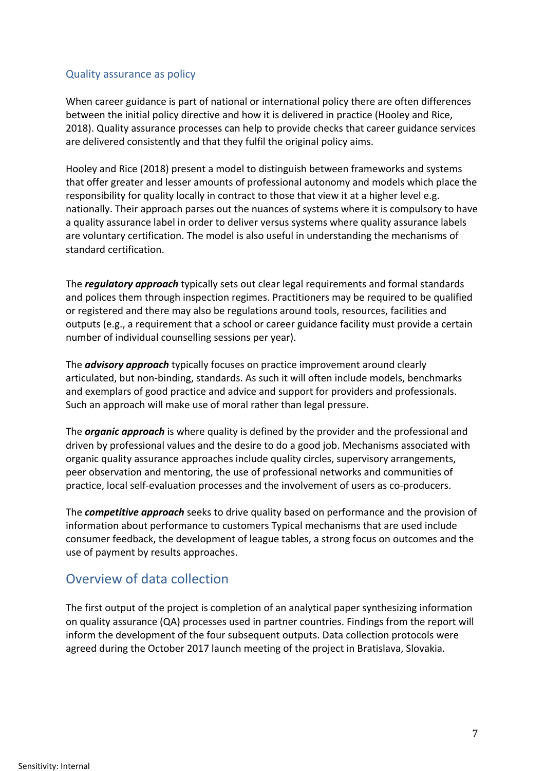### Quality assurance as policy

When career guidance is part of national or international policy there are often differences between the initial policy directive and how it is delivered in practice (Hooley and Rice, 2018). Quality assurance processes can help to provide checks that career guidance services are delivered consistently and that they fulfil the original policy aims.

Hooley and Rice (2018) present a model to distinguish between frameworks and systems that offer greater and lesser amounts of professional autonomy and models which place the responsibility for quality locally in contract to those that view it at a higher level e.g. nationally. Their approach parses out the nuances of systems where it is compulsory to have a quality assurance label in order to deliver versus systems where quality assurance labels are voluntary certification. The model is also useful in understanding the mechanisms of standard certification.

The ***regulatory approach*** typically sets out clear legal requirements and formal standards and polices them through inspection regimes. Practitioners may be required to be qualified or registered and there may also be regulations around tools, resources, facilities and outputs (e.g., a requirement that a school or career guidance facility must provide a certain number of individual counselling sessions per year).

The ***advisory approach*** typically focuses on practice improvement around clearly articulated, but non-binding, standards. As such it will often include models, benchmarks and exemplars of good practice and advice and support for providers and professionals. Such an approach will make use of moral rather than legal pressure.

The ***organic approach*** is where quality is defined by the provider and the professional and driven by professional values and the desire to do a good job. Mechanisms associated with organic quality assurance approaches include quality circles, supervisory arrangements, peer observation and mentoring, the use of professional networks and communities of practice, local self-evaluation processes and the involvement of users as co-producers.

The ***competitive approach*** seeks to drive quality based on performance and the provision of information about performance to customers Typical mechanisms that are used include consumer feedback, the development of league tables, a strong focus on outcomes and the use of payment by results approaches.

## Overview of data collection

The first output of the project is completion of an analytical paper synthesizing information on quality assurance (QA) processes used in partner countries. Findings from the report will inform the development of the four subsequent outputs. Data collection protocols were agreed during the October 2017 launch meeting of the project in Bratislava, Slovakia.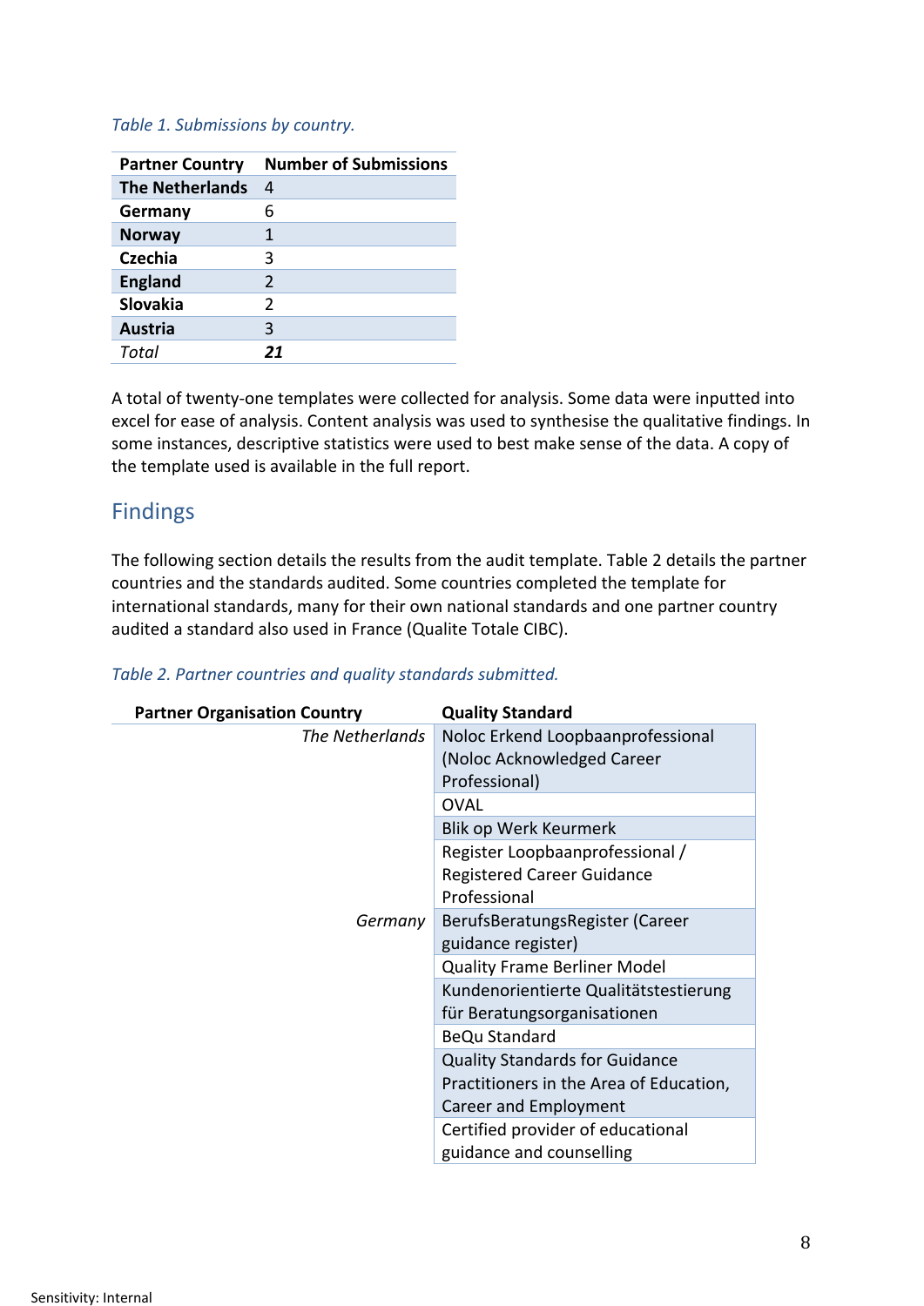*Table 1. Submissions by country.*

| Partner Country | Number of Submissions |
|---|---|
| **The Netherlands** | 4 |
| **Germany** | 6 |
| **Norway** | 1 |
| **Czechia** | 3 |
| **England** | 2 |
| **Slovakia** | 2 |
| **Austria** | 3 |
| *Total* | ***21*** |

A total of twenty-one templates were collected for analysis. Some data were inputted into excel for ease of analysis. Content analysis was used to synthesise the qualitative findings. In some instances, descriptive statistics were used to best make sense of the data. A copy of the template used is available in the full report.

## Findings

The following section details the results from the audit template. Table 2 details the partner countries and the standards audited. Some countries completed the template for international standards, many for their own national standards and one partner country audited a standard also used in France (Qualite Totale CIBC).

*Table 2. Partner countries and quality standards submitted.*

| Partner Organisation Country | Quality Standard |
|---|---|
| *The Netherlands* | Noloc Erkend Loopbaanprofessional (Noloc Acknowledged Career Professional) |
| | OVAL |
| | Blik op Werk Keurmerk |
| | Register Loopbaanprofessional / Registered Career Guidance Professional |
| *Germany* | BerufsBeratungsRegister (Career guidance register) |
| | Quality Frame Berliner Model |
| | Kundenorientierte Qualitätstestierung für Beratungsorganisationen |
| | BeQu Standard |
| | Quality Standards for Guidance Practitioners in the Area of Education, Career and Employment |
| | Certified provider of educational guidance and counselling |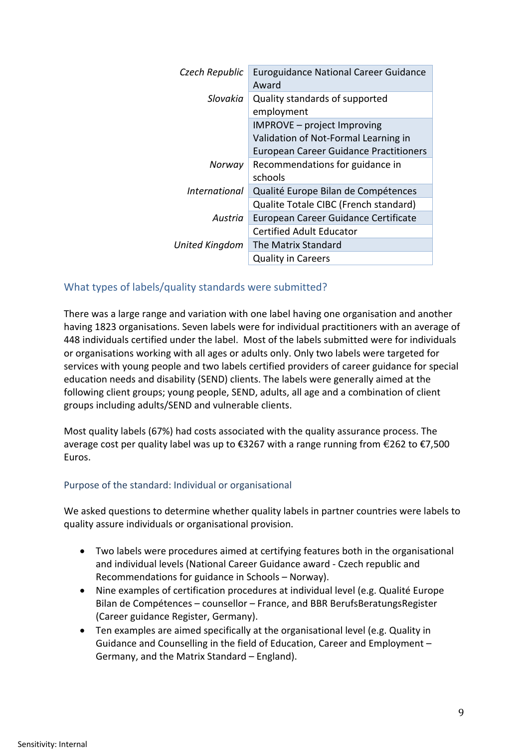| | |
|---|---|
| *Czech Republic* | Euroguidance National Career Guidance Award |
| *Slovakia* | Quality standards of supported employment |
| | IMPROVE – project Improving Validation of Not-Formal Learning in European Career Guidance Practitioners |
| *Norway* | Recommendations for guidance in schools |
| *International* | Qualité Europe Bilan de Compétences |
| | Qualite Totale CIBC (French standard) |
| *Austria* | European Career Guidance Certificate |
| | Certified Adult Educator |
| *United Kingdom* | The Matrix Standard |
| | Quality in Careers |

## What types of labels/quality standards were submitted?

There was a large range and variation with one label having one organisation and another having 1823 organisations. Seven labels were for individual practitioners with an average of 448 individuals certified under the label. Most of the labels submitted were for individuals or organisations working with all ages or adults only. Only two labels were targeted for services with young people and two labels certified providers of career guidance for special education needs and disability (SEND) clients. The labels were generally aimed at the following client groups; young people, SEND, adults, all age and a combination of client groups including adults/SEND and vulnerable clients.

Most quality labels (67%) had costs associated with the quality assurance process. The average cost per quality label was up to €3267 with a range running from €262 to €7,500 Euros.

### Purpose of the standard: Individual or organisational

We asked questions to determine whether quality labels in partner countries were labels to quality assure individuals or organisational provision.

- Two labels were procedures aimed at certifying features both in the organisational and individual levels (National Career Guidance award - Czech republic and Recommendations for guidance in Schools – Norway).
- Nine examples of certification procedures at individual level (e.g. Qualité Europe Bilan de Compétences – counsellor – France, and BBR BerufsBeratungsRegister (Career guidance Register, Germany).
- Ten examples are aimed specifically at the organisational level (e.g. Quality in Guidance and Counselling in the field of Education, Career and Employment – Germany, and the Matrix Standard – England).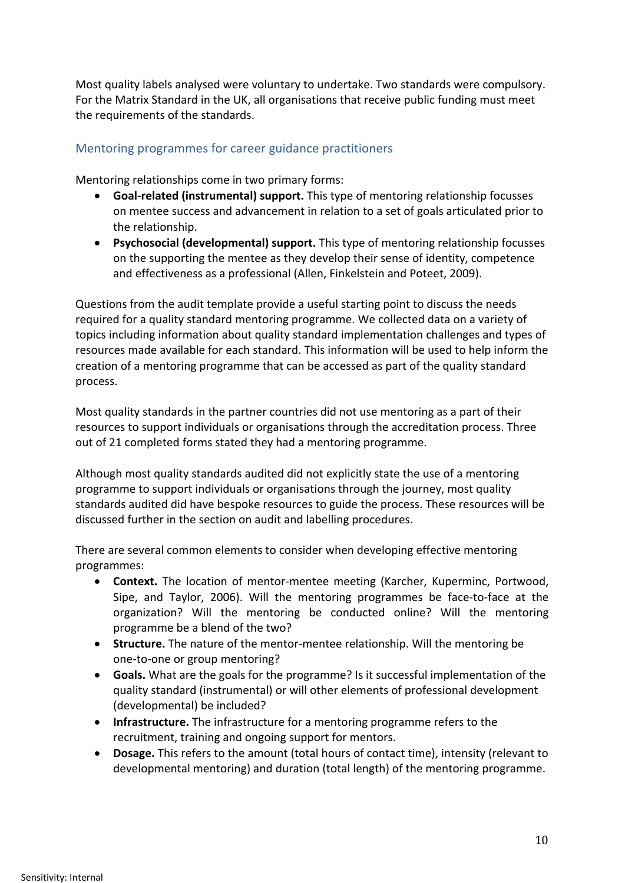Most quality labels analysed were voluntary to undertake. Two standards were compulsory. For the Matrix Standard in the UK, all organisations that receive public funding must meet the requirements of the standards.

## Mentoring programmes for career guidance practitioners

Mentoring relationships come in two primary forms:

- **Goal-related (instrumental) support.** This type of mentoring relationship focusses on mentee success and advancement in relation to a set of goals articulated prior to the relationship.
- **Psychosocial (developmental) support.** This type of mentoring relationship focusses on the supporting the mentee as they develop their sense of identity, competence and effectiveness as a professional (Allen, Finkelstein and Poteet, 2009).

Questions from the audit template provide a useful starting point to discuss the needs required for a quality standard mentoring programme. We collected data on a variety of topics including information about quality standard implementation challenges and types of resources made available for each standard. This information will be used to help inform the creation of a mentoring programme that can be accessed as part of the quality standard process.

Most quality standards in the partner countries did not use mentoring as a part of their resources to support individuals or organisations through the accreditation process. Three out of 21 completed forms stated they had a mentoring programme.

Although most quality standards audited did not explicitly state the use of a mentoring programme to support individuals or organisations through the journey, most quality standards audited did have bespoke resources to guide the process. These resources will be discussed further in the section on audit and labelling procedures.

There are several common elements to consider when developing effective mentoring programmes:

- **Context.** The location of mentor-mentee meeting (Karcher, Kuperminc, Portwood, Sipe, and Taylor, 2006). Will the mentoring programmes be face-to-face at the organization? Will the mentoring be conducted online? Will the mentoring programme be a blend of the two?
- **Structure.** The nature of the mentor-mentee relationship. Will the mentoring be one-to-one or group mentoring?
- **Goals.** What are the goals for the programme? Is it successful implementation of the quality standard (instrumental) or will other elements of professional development (developmental) be included?
- **Infrastructure.** The infrastructure for a mentoring programme refers to the recruitment, training and ongoing support for mentors.
- **Dosage.** This refers to the amount (total hours of contact time), intensity (relevant to developmental mentoring) and duration (total length) of the mentoring programme.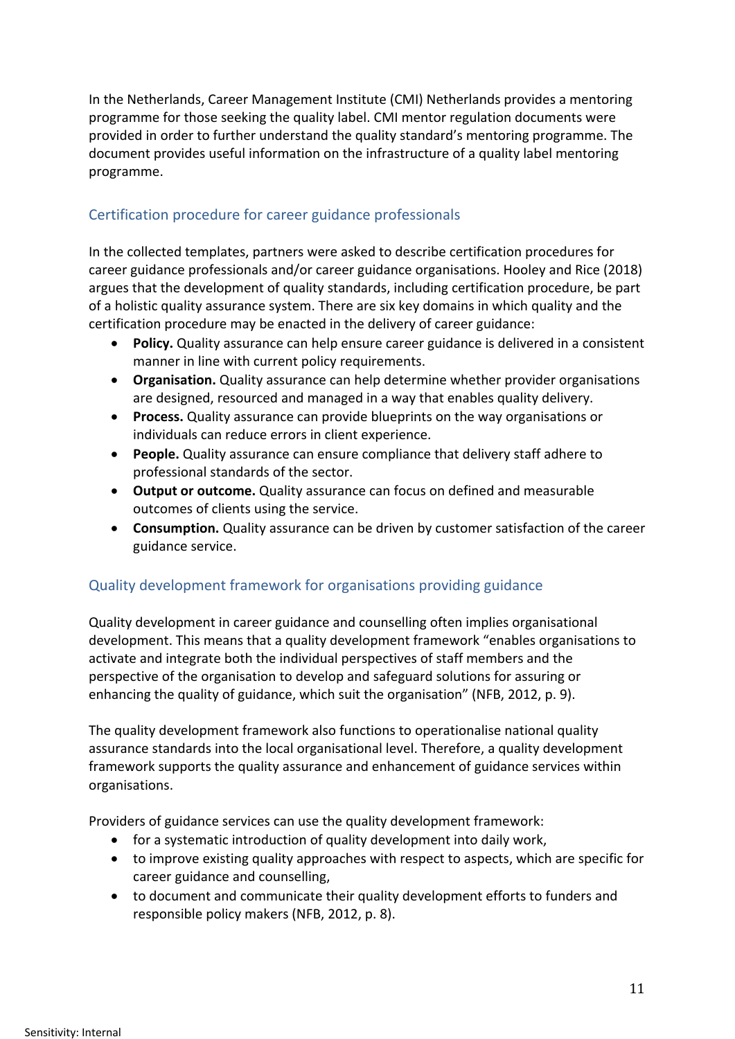In the Netherlands, Career Management Institute (CMI) Netherlands provides a mentoring programme for those seeking the quality label. CMI mentor regulation documents were provided in order to further understand the quality standard's mentoring programme. The document provides useful information on the infrastructure of a quality label mentoring programme.

## Certification procedure for career guidance professionals

In the collected templates, partners were asked to describe certification procedures for career guidance professionals and/or career guidance organisations. Hooley and Rice (2018) argues that the development of quality standards, including certification procedure, be part of a holistic quality assurance system. There are six key domains in which quality and the certification procedure may be enacted in the delivery of career guidance:

- **Policy.** Quality assurance can help ensure career guidance is delivered in a consistent manner in line with current policy requirements.
- **Organisation.** Quality assurance can help determine whether provider organisations are designed, resourced and managed in a way that enables quality delivery.
- **Process.** Quality assurance can provide blueprints on the way organisations or individuals can reduce errors in client experience.
- **People.** Quality assurance can ensure compliance that delivery staff adhere to professional standards of the sector.
- **Output or outcome.** Quality assurance can focus on defined and measurable outcomes of clients using the service.
- **Consumption.** Quality assurance can be driven by customer satisfaction of the career guidance service.

## Quality development framework for organisations providing guidance

Quality development in career guidance and counselling often implies organisational development. This means that a quality development framework "enables organisations to activate and integrate both the individual perspectives of staff members and the perspective of the organisation to develop and safeguard solutions for assuring or enhancing the quality of guidance, which suit the organisation" (NFB, 2012, p. 9).

The quality development framework also functions to operationalise national quality assurance standards into the local organisational level. Therefore, a quality development framework supports the quality assurance and enhancement of guidance services within organisations.

Providers of guidance services can use the quality development framework:

- for a systematic introduction of quality development into daily work,
- to improve existing quality approaches with respect to aspects, which are specific for career guidance and counselling,
- to document and communicate their quality development efforts to funders and responsible policy makers (NFB, 2012, p. 8).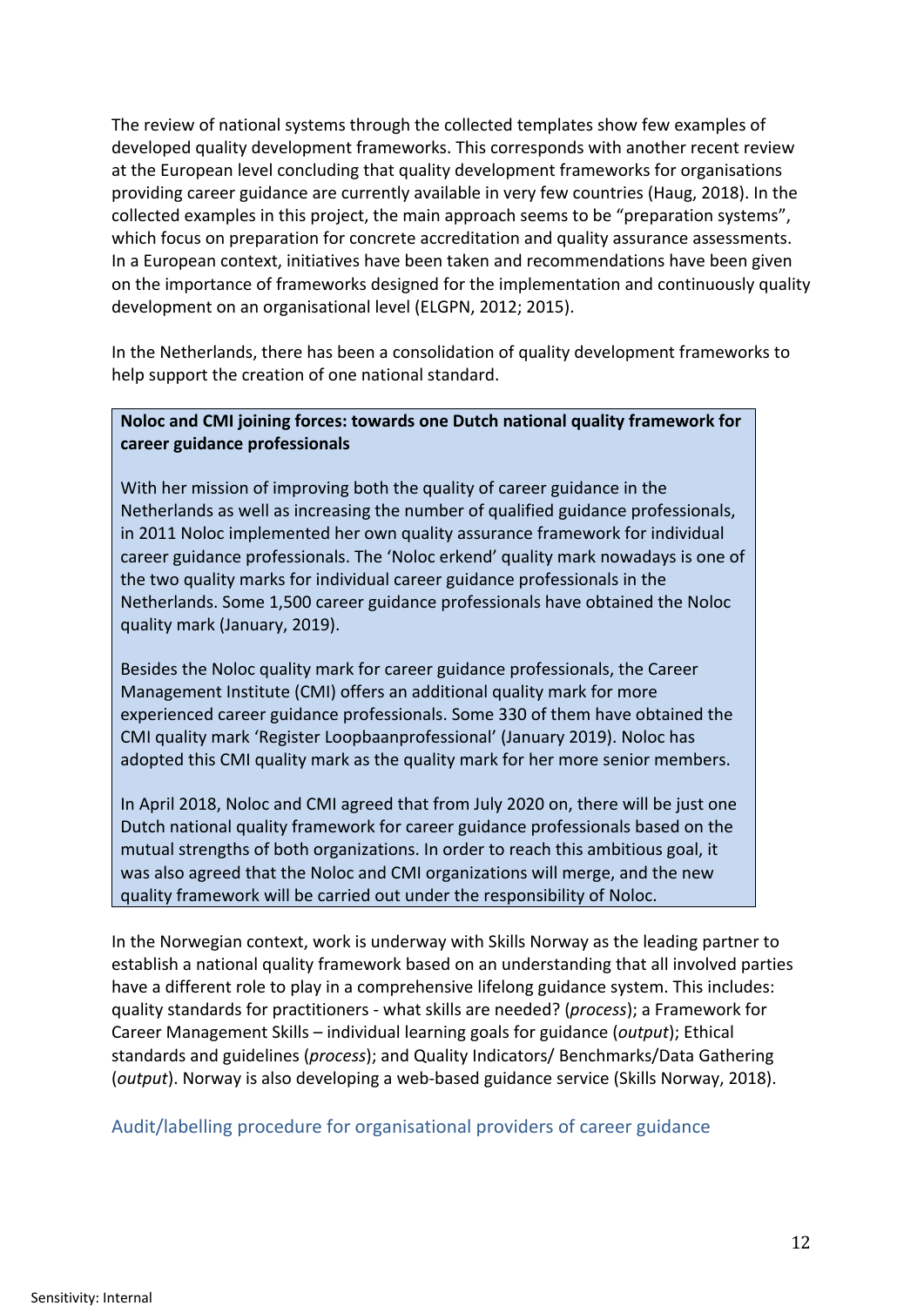The review of national systems through the collected templates show few examples of developed quality development frameworks. This corresponds with another recent review at the European level concluding that quality development frameworks for organisations providing career guidance are currently available in very few countries (Haug, 2018). In the collected examples in this project, the main approach seems to be "preparation systems", which focus on preparation for concrete accreditation and quality assurance assessments. In a European context, initiatives have been taken and recommendations have been given on the importance of frameworks designed for the implementation and continuously quality development on an organisational level (ELGPN, 2012; 2015).

In the Netherlands, there has been a consolidation of quality development frameworks to help support the creation of one national standard.

> **Noloc and CMI joining forces: towards one Dutch national quality framework for career guidance professionals**
>
> With her mission of improving both the quality of career guidance in the Netherlands as well as increasing the number of qualified guidance professionals, in 2011 Noloc implemented her own quality assurance framework for individual career guidance professionals. The 'Noloc erkend' quality mark nowadays is one of the two quality marks for individual career guidance professionals in the Netherlands. Some 1,500 career guidance professionals have obtained the Noloc quality mark (January, 2019).
>
> Besides the Noloc quality mark for career guidance professionals, the Career Management Institute (CMI) offers an additional quality mark for more experienced career guidance professionals. Some 330 of them have obtained the CMI quality mark 'Register Loopbaanprofessional' (January 2019). Noloc has adopted this CMI quality mark as the quality mark for her more senior members.
>
> In April 2018, Noloc and CMI agreed that from July 2020 on, there will be just one Dutch national quality framework for career guidance professionals based on the mutual strengths of both organizations. In order to reach this ambitious goal, it was also agreed that the Noloc and CMI organizations will merge, and the new quality framework will be carried out under the responsibility of Noloc.

In the Norwegian context, work is underway with Skills Norway as the leading partner to establish a national quality framework based on an understanding that all involved parties have a different role to play in a comprehensive lifelong guidance system. This includes: quality standards for practitioners - what skills are needed? (*process*); a Framework for Career Management Skills – individual learning goals for guidance (*output*); Ethical standards and guidelines (*process*); and Quality Indicators/ Benchmarks/Data Gathering (*output*). Norway is also developing a web-based guidance service (Skills Norway, 2018).

### Audit/labelling procedure for organisational providers of career guidance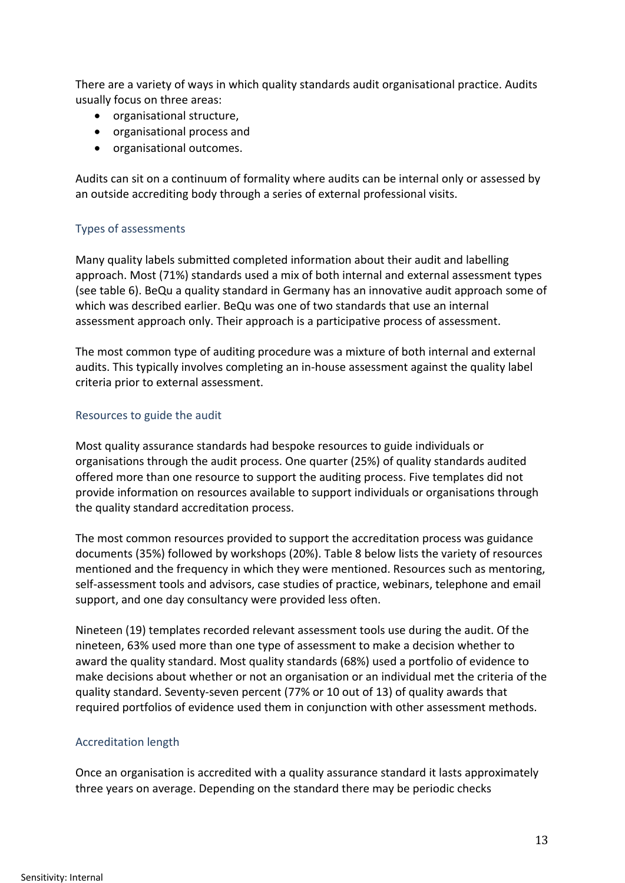There are a variety of ways in which quality standards audit organisational practice. Audits usually focus on three areas:

- organisational structure,
- organisational process and
- organisational outcomes.

Audits can sit on a continuum of formality where audits can be internal only or assessed by an outside accrediting body through a series of external professional visits.

### Types of assessments

Many quality labels submitted completed information about their audit and labelling approach. Most (71%) standards used a mix of both internal and external assessment types (see table 6). BeQu a quality standard in Germany has an innovative audit approach some of which was described earlier. BeQu was one of two standards that use an internal assessment approach only. Their approach is a participative process of assessment.

The most common type of auditing procedure was a mixture of both internal and external audits. This typically involves completing an in-house assessment against the quality label criteria prior to external assessment.

### Resources to guide the audit

Most quality assurance standards had bespoke resources to guide individuals or organisations through the audit process. One quarter (25%) of quality standards audited offered more than one resource to support the auditing process. Five templates did not provide information on resources available to support individuals or organisations through the quality standard accreditation process.

The most common resources provided to support the accreditation process was guidance documents (35%) followed by workshops (20%). Table 8 below lists the variety of resources mentioned and the frequency in which they were mentioned. Resources such as mentoring, self-assessment tools and advisors, case studies of practice, webinars, telephone and email support, and one day consultancy were provided less often.

Nineteen (19) templates recorded relevant assessment tools use during the audit. Of the nineteen, 63% used more than one type of assessment to make a decision whether to award the quality standard. Most quality standards (68%) used a portfolio of evidence to make decisions about whether or not an organisation or an individual met the criteria of the quality standard. Seventy-seven percent (77% or 10 out of 13) of quality awards that required portfolios of evidence used them in conjunction with other assessment methods.

### Accreditation length

Once an organisation is accredited with a quality assurance standard it lasts approximately three years on average. Depending on the standard there may be periodic checks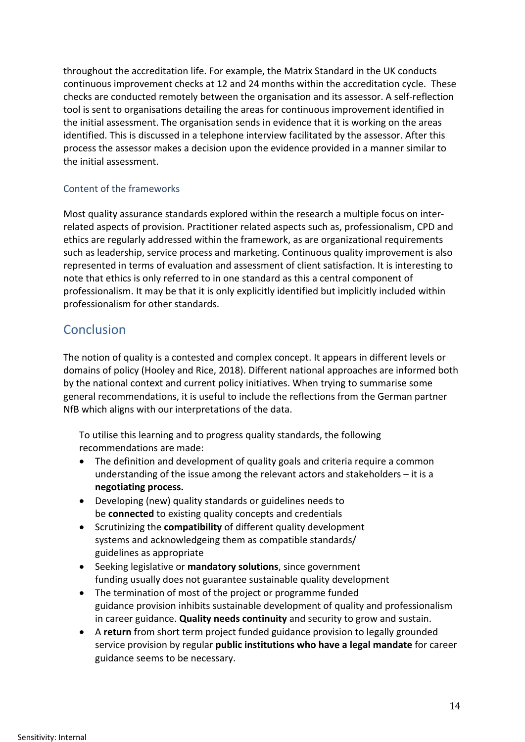throughout the accreditation life. For example, the Matrix Standard in the UK conducts continuous improvement checks at 12 and 24 months within the accreditation cycle. These checks are conducted remotely between the organisation and its assessor. A self-reflection tool is sent to organisations detailing the areas for continuous improvement identified in the initial assessment. The organisation sends in evidence that it is working on the areas identified. This is discussed in a telephone interview facilitated by the assessor. After this process the assessor makes a decision upon the evidence provided in a manner similar to the initial assessment.

### Content of the frameworks

Most quality assurance standards explored within the research a multiple focus on inter-related aspects of provision. Practitioner related aspects such as, professionalism, CPD and ethics are regularly addressed within the framework, as are organizational requirements such as leadership, service process and marketing. Continuous quality improvement is also represented in terms of evaluation and assessment of client satisfaction. It is interesting to note that ethics is only referred to in one standard as this a central component of professionalism. It may be that it is only explicitly identified but implicitly included within professionalism for other standards.

## Conclusion

The notion of quality is a contested and complex concept. It appears in different levels or domains of policy (Hooley and Rice, 2018). Different national approaches are informed both by the national context and current policy initiatives. When trying to summarise some general recommendations, it is useful to include the reflections from the German partner NfB which aligns with our interpretations of the data.

> To utilise this learning and to progress quality standards, the following recommendations are made:
>
> - The definition and development of quality goals and criteria require a common understanding of the issue among the relevant actors and stakeholders – it is a **negotiating process.**
> - Developing (new) quality standards or guidelines needs to be **connected** to existing quality concepts and credentials
> - Scrutinizing the **compatibility** of different quality development systems and acknowledgeing them as compatible standards/ guidelines as appropriate
> - Seeking legislative or **mandatory solutions**, since government funding usually does not guarantee sustainable quality development
> - The termination of most of the project or programme funded guidance provision inhibits sustainable development of quality and professionalism in career guidance. **Quality needs continuity** and security to grow and sustain.
> - A **return** from short term project funded guidance provision to legally grounded service provision by regular **public institutions who have a legal mandate** for career guidance seems to be necessary.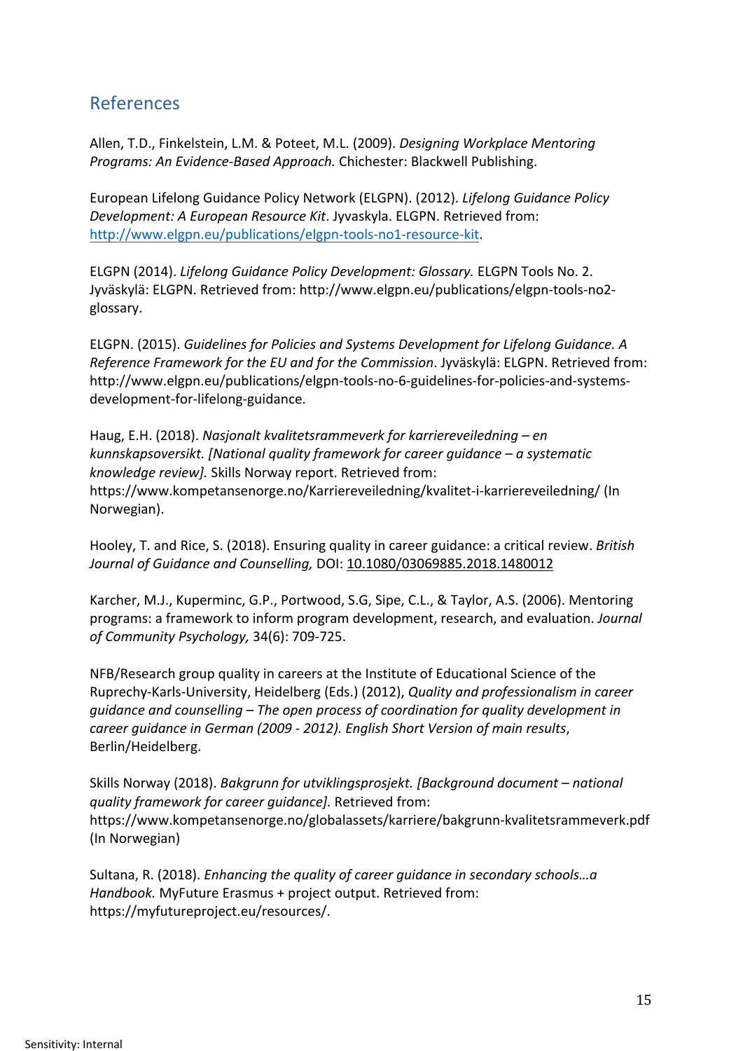## References

Allen, T.D., Finkelstein, L.M. & Poteet, M.L. (2009). *Designing Workplace Mentoring Programs: An Evidence-Based Approach.* Chichester: Blackwell Publishing.

European Lifelong Guidance Policy Network (ELGPN). (2012). *Lifelong Guidance Policy Development: A European Resource Kit*. Jyvaskyla. ELGPN. Retrieved from: [http://www.elgpn.eu/publications/elgpn-tools-no1-resource-kit](http://www.elgpn.eu/publications/elgpn-tools-no1-resource-kit).

ELGPN (2014). *Lifelong Guidance Policy Development: Glossary.* ELGPN Tools No. 2. Jyväskylä: ELGPN. Retrieved from: http://www.elgpn.eu/publications/elgpn-tools-no2-glossary.

ELGPN. (2015). *Guidelines for Policies and Systems Development for Lifelong Guidance. A Reference Framework for the EU and for the Commission*. Jyväskylä: ELGPN. Retrieved from: http://www.elgpn.eu/publications/elgpn-tools-no-6-guidelines-for-policies-and-systems-development-for-lifelong-guidance.

Haug, E.H. (2018). *Nasjonalt kvalitetsrammeverk for karriereveiledning – en kunnskapsoversikt. [National quality framework for career guidance – a systematic knowledge review].* Skills Norway report. Retrieved from: https://www.kompetansenorge.no/Karriereveiledning/kvalitet-i-karriereveiledning/ (In Norwegian).

Hooley, T. and Rice, S. (2018). Ensuring quality in career guidance: a critical review. *British Journal of Guidance and Counselling,* DOI: 10.1080/03069885.2018.1480012

Karcher, M.J., Kuperminc, G.P., Portwood, S.G, Sipe, C.L., & Taylor, A.S. (2006). Mentoring programs: a framework to inform program development, research, and evaluation. *Journal of Community Psychology,* 34(6): 709-725.

NFB/Research group quality in careers at the Institute of Educational Science of the Ruprechy-Karls-University, Heidelberg (Eds.) (2012), *Quality and professionalism in career guidance and counselling – The open process of coordination for quality development in career guidance in German (2009 - 2012). English Short Version of main results*, Berlin/Heidelberg.

Skills Norway (2018). *Bakgrunn for utviklingsprosjekt. [Background document – national quality framework for career guidance].* Retrieved from: https://www.kompetansenorge.no/globalassets/karriere/bakgrunn-kvalitetsrammeverk.pdf (In Norwegian)

Sultana, R. (2018). *Enhancing the quality of career guidance in secondary schools…a Handbook.* MyFuture Erasmus + project output. Retrieved from: https://myfutureproject.eu/resources/.

Sensitivity: Internal